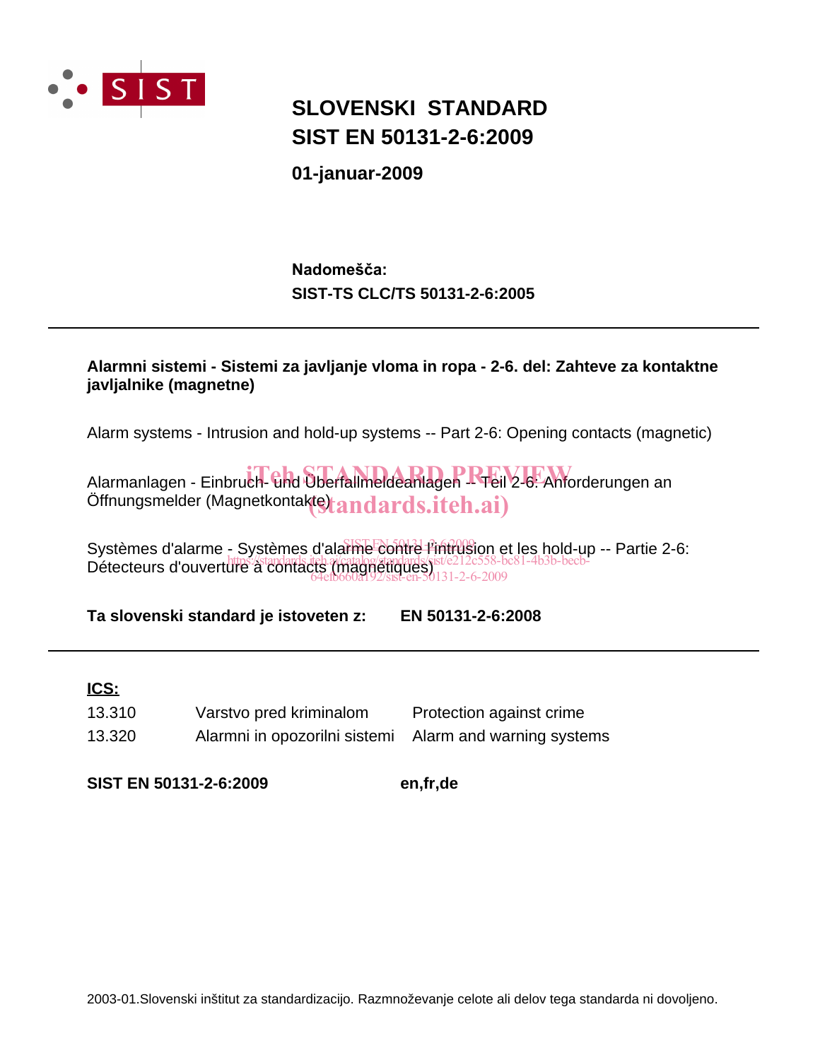# SLOVENSKI STANDARD
# SIST EN 50131-2-6:2009

**01-januar-2009**

**Nadomešča:**
**SIST-TS CLC/TS 50131-2-6:2005**

---

**Alarmni sistemi - Sistemi za javljanje vloma in ropa - 2-6. del: Zahteve za kontaktne javljalnike (magnetne)**

Alarm systems - Intrusion and hold-up systems -- Part 2-6: Opening contacts (magnetic)

Alarmanlagen - Einbruch- und Überfallmeldeanlagen -- Teil 2-6: Anforderungen an Öffnungsmelder (Magnetkontakte)

Systèmes d'alarme - Systèmes d'alarme contre l'intrusion et les hold-up -- Partie 2-6: Détecteurs d'ouverture à contacts (magnétiques)

**Ta slovenski standard je istoveten z: EN 50131-2-6:2008**

---

**ICS:**

| | | |
|---|---|---|
| 13.310 | Varstvo pred kriminalom | Protection against crime |
| 13.320 | Alarmni in opozorilni sistemi | Alarm and warning systems |

**SIST EN 50131-2-6:2009** **en,fr,de**

2003-01.Slovenski inštitut za standardizacijo. Razmnoževanje celote ali delov tega standarda ni dovoljeno.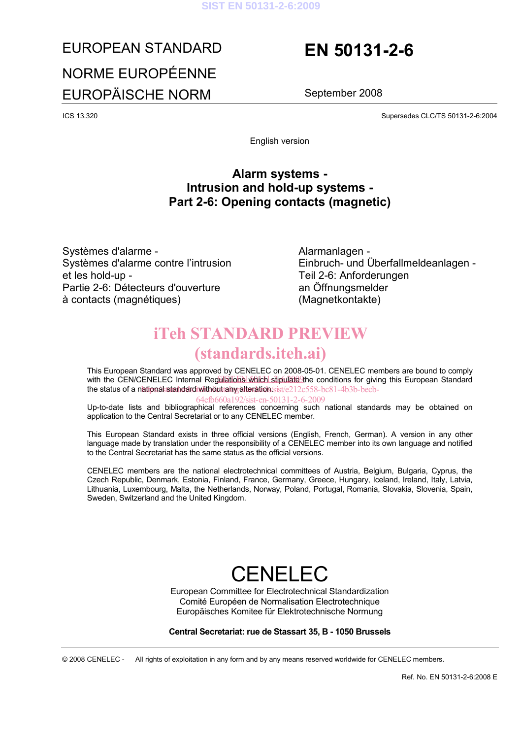EUROPEAN STANDARD

NORME EUROPÉENNE

EUROPÄISCHE NORM

# EN 50131-2-6

September 2008

ICS 13.320

Supersedes CLC/TS 50131-2-6:2004

English version

## Alarm systems - Intrusion and hold-up systems - Part 2-6: Opening contacts (magnetic)

Systèmes d'alarme -
Systèmes d'alarme contre l'intrusion et les hold-up -
Partie 2-6: Détecteurs d'ouverture à contacts (magnétiques)

Alarmanlagen -
Einbruch- und Überfallmeldeanlagen -
Teil 2-6: Anforderungen an Öffnungsmelder (Magnetkontakte)

This European Standard was approved by CENELEC on 2008-05-01. CENELEC members are bound to comply with the CEN/CENELEC Internal Regulations which stipulate the conditions for giving this European Standard the status of a national standard without any alteration.

Up-to-date lists and bibliographical references concerning such national standards may be obtained on application to the Central Secretariat or to any CENELEC member.

This European Standard exists in three official versions (English, French, German). A version in any other language made by translation under the responsibility of a CENELEC member into its own language and notified to the Central Secretariat has the same status as the official versions.

CENELEC members are the national electrotechnical committees of Austria, Belgium, Bulgaria, Cyprus, the Czech Republic, Denmark, Estonia, Finland, France, Germany, Greece, Hungary, Iceland, Ireland, Italy, Latvia, Lithuania, Luxembourg, Malta, the Netherlands, Norway, Poland, Portugal, Romania, Slovakia, Slovenia, Spain, Sweden, Switzerland and the United Kingdom.

CENELEC

European Committee for Electrotechnical Standardization
Comité Européen de Normalisation Electrotechnique
Europäisches Komitee für Elektrotechnische Normung

**Central Secretariat: rue de Stassart 35, B - 1050 Brussels**

© 2008 CENELEC - All rights of exploitation in any form and by any means reserved worldwide for CENELEC members.

Ref. No. EN 50131-2-6:2008 E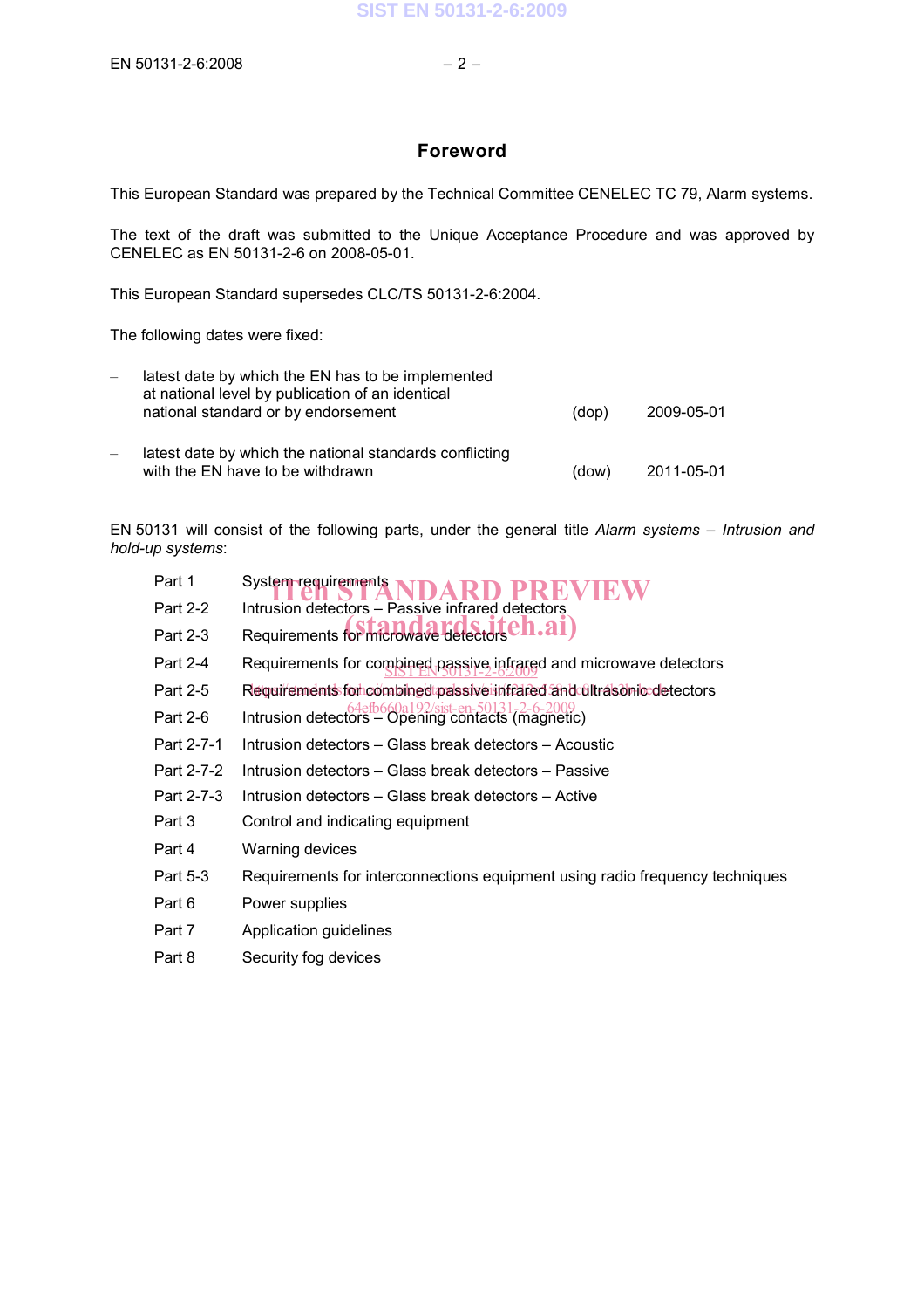## Foreword

This European Standard was prepared by the Technical Committee CENELEC TC 79, Alarm systems.

The text of the draft was submitted to the Unique Acceptance Procedure and was approved by CENELEC as EN 50131-2-6 on 2008-05-01.

This European Standard supersedes CLC/TS 50131-2-6:2004.

The following dates were fixed:

| | | |
|---|---|---|
| – latest date by which the EN has to be implemented at national level by publication of an identical national standard or by endorsement | (dop) | 2009-05-01 |
| – latest date by which the national standards conflicting with the EN have to be withdrawn | (dow) | 2011-05-01 |

EN 50131 will consist of the following parts, under the general title *Alarm systems – Intrusion and hold-up systems*:

| | |
|---|---|
| Part 1 | System requirements |
| Part 2-2 | Intrusion detectors – Passive infrared detectors |
| Part 2-3 | Requirements for microwave detectors |
| Part 2-4 | Requirements for combined passive infrared and microwave detectors |
| Part 2-5 | Requirements for combined passive infrared and ultrasonic detectors |
| Part 2-6 | Intrusion detectors – Opening contacts (magnetic) |
| Part 2-7-1 | Intrusion detectors – Glass break detectors – Acoustic |
| Part 2-7-2 | Intrusion detectors – Glass break detectors – Passive |
| Part 2-7-3 | Intrusion detectors – Glass break detectors – Active |
| Part 3 | Control and indicating equipment |
| Part 4 | Warning devices |
| Part 5-3 | Requirements for interconnections equipment using radio frequency techniques |
| Part 6 | Power supplies |
| Part 7 | Application guidelines |
| Part 8 | Security fog devices |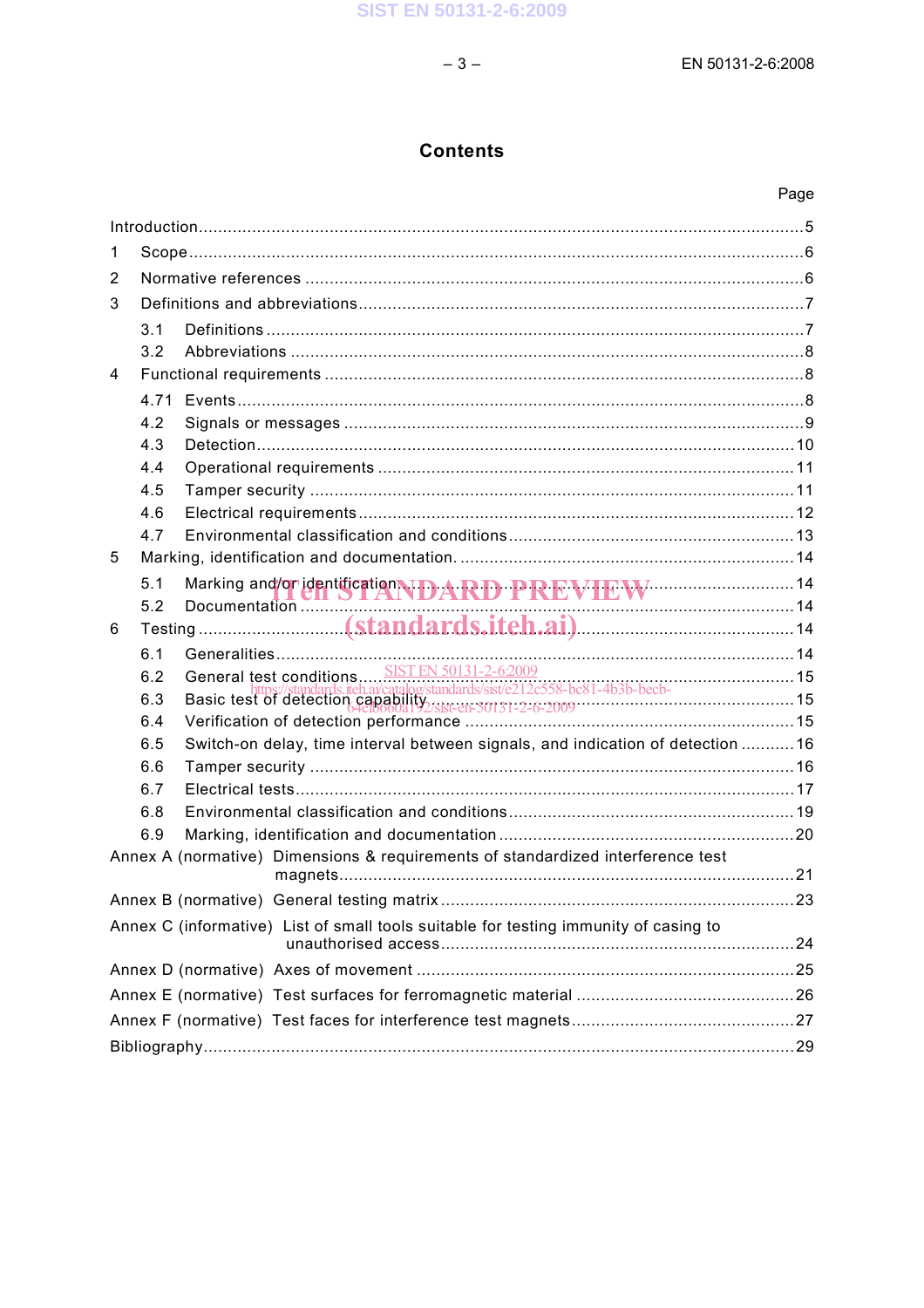# Contents

Page

Introduction ........................................................ 5

1 Scope ........................................................ 6

2 Normative references ........................................................ 6

3 Definitions and abbreviations ........................................................ 7

3.1 Definitions ........................................................ 7

3.2 Abbreviations ........................................................ 8

4 Functional requirements ........................................................ 8

4.71 Events ........................................................ 8

4.2 Signals or messages ........................................................ 9

4.3 Detection ........................................................ 10

4.4 Operational requirements ........................................................ 11

4.5 Tamper security ........................................................ 11

4.6 Electrical requirements ........................................................ 12

4.7 Environmental classification and conditions ........................................................ 13

5 Marking, identification and documentation. ........................................................ 14

5.1 Marking and/or identification ........................................................ 14

5.2 Documentation ........................................................ 14

6 Testing ........................................................ 14

6.1 Generalities ........................................................ 14

6.2 General test conditions ........................................................ 15

6.3 Basic test of detection capability ........................................................ 15

6.4 Verification of detection performance ........................................................ 15

6.5 Switch-on delay, time interval between signals, and indication of detection ........................................................ 16

6.6 Tamper security ........................................................ 16

6.7 Electrical tests ........................................................ 17

6.8 Environmental classification and conditions ........................................................ 19

6.9 Marking, identification and documentation ........................................................ 20

Annex A (normative) Dimensions & requirements of standardized interference test magnets ........................................................ 21

Annex B (normative) General testing matrix ........................................................ 23

Annex C (informative) List of small tools suitable for testing immunity of casing to unauthorised access ........................................................ 24

Annex D (normative) Axes of movement ........................................................ 25

Annex E (normative) Test surfaces for ferromagnetic material ........................................................ 26

Annex F (normative) Test faces for interference test magnets ........................................................ 27

Bibliography ........................................................ 29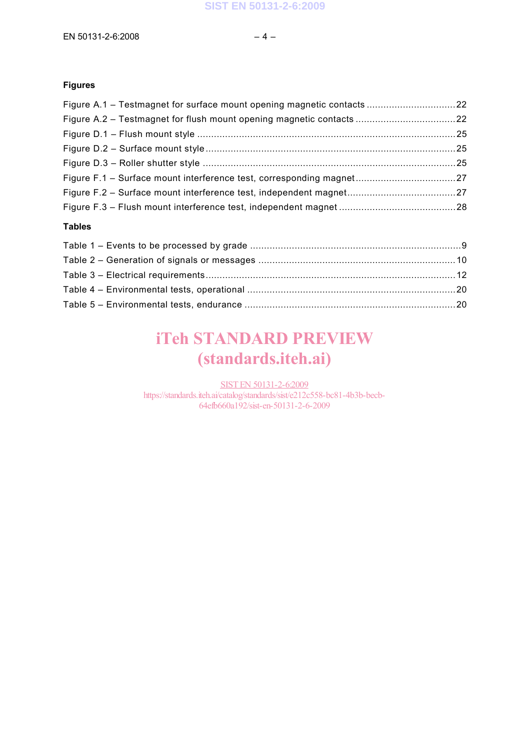**Figures**

Figure A.1 – Testmagnet for surface mount opening magnetic contacts ................................22
Figure A.2 – Testmagnet for flush mount opening magnetic contacts ....................................22
Figure D.1 – Flush mount style ............................................................................................25
Figure D.2 – Surface mount style.........................................................................................25
Figure D.3 – Roller shutter style ..........................................................................................25
Figure F.1 – Surface mount interference test, corresponding magnet....................................27
Figure F.2 – Surface mount interference test, independent magnet.......................................27
Figure F.3 – Flush mount interference test, independent magnet ..........................................28

**Tables**

Table 1 – Events to be processed by grade ...........................................................................9
Table 2 – Generation of signals or messages ......................................................................10
Table 3 – Electrical requirements.........................................................................................12
Table 4 – Environmental tests, operational ..........................................................................20
Table 5 – Environmental tests, endurance ...........................................................................20

iTeh STANDARD PREVIEW
(standards.iteh.ai)

SIST EN 50131-2-6:2009
https://standards.iteh.ai/catalog/standards/sist/e212c558-bc81-4b3b-becb-64efb660a192/sist-en-50131-2-6-2009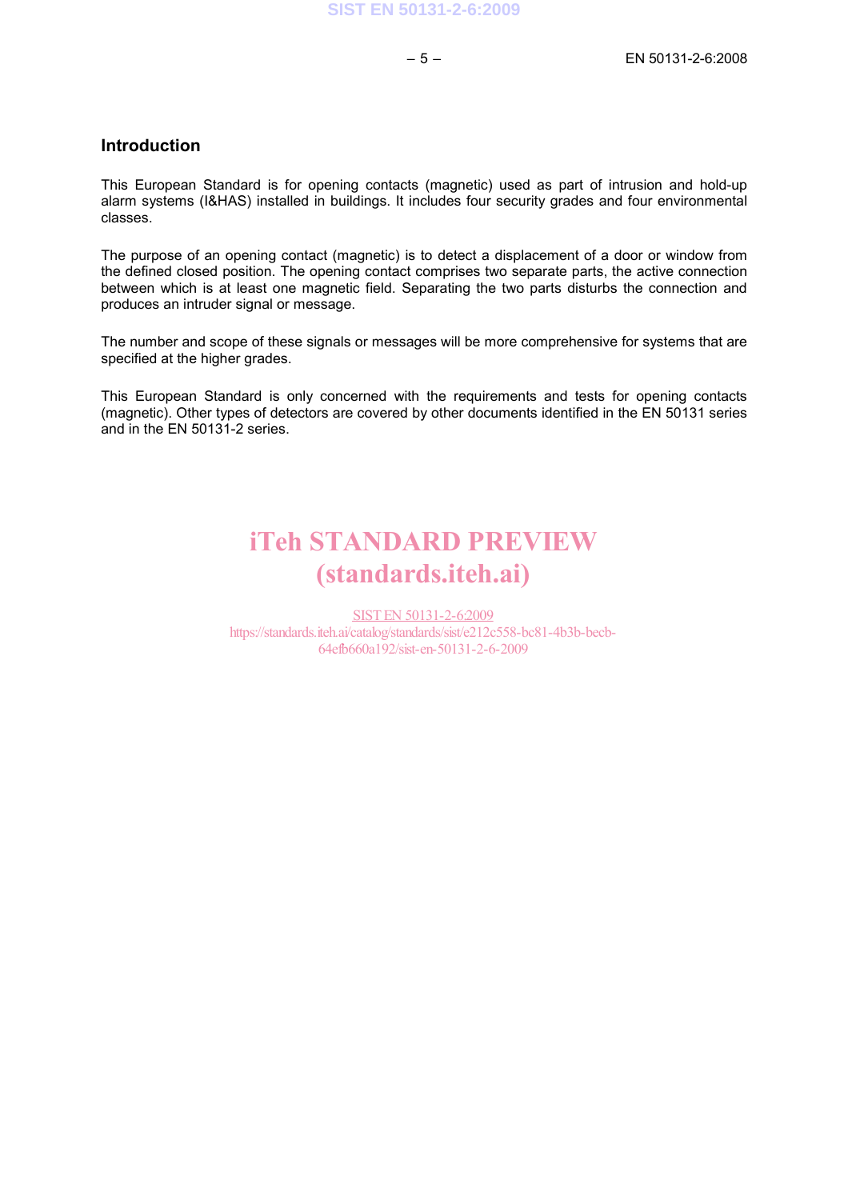## Introduction

This European Standard is for opening contacts (magnetic) used as part of intrusion and hold-up alarm systems (I&HAS) installed in buildings. It includes four security grades and four environmental classes.

The purpose of an opening contact (magnetic) is to detect a displacement of a door or window from the defined closed position. The opening contact comprises two separate parts, the active connection between which is at least one magnetic field. Separating the two parts disturbs the connection and produces an intruder signal or message.

The number and scope of these signals or messages will be more comprehensive for systems that are specified at the higher grades.

This European Standard is only concerned with the requirements and tests for opening contacts (magnetic). Other types of detectors are covered by other documents identified in the EN 50131 series and in the EN 50131-2 series.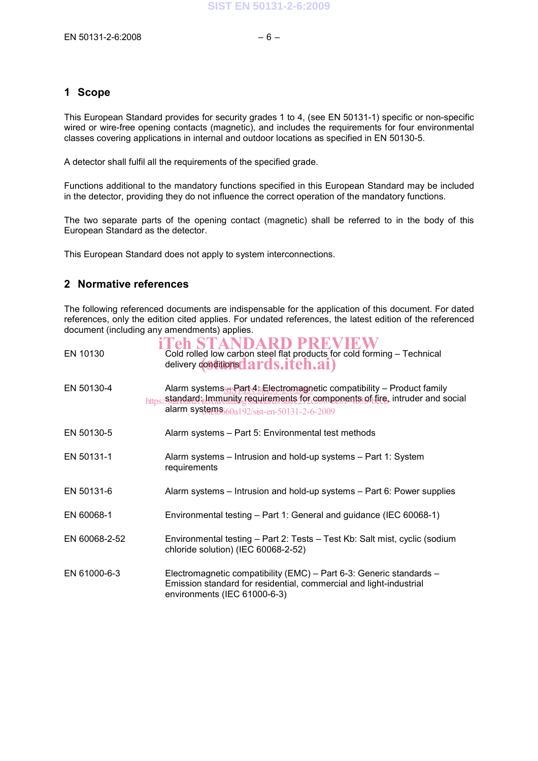## 1 Scope

This European Standard provides for security grades 1 to 4, (see EN 50131-1) specific or non-specific wired or wire-free opening contacts (magnetic), and includes the requirements for four environmental classes covering applications in internal and outdoor locations as specified in EN 50130-5.

A detector shall fulfil all the requirements of the specified grade.

Functions additional to the mandatory functions specified in this European Standard may be included in the detector, providing they do not influence the correct operation of the mandatory functions.

The two separate parts of the opening contact (magnetic) shall be referred to in the body of this European Standard as the detector.

This European Standard does not apply to system interconnections.

## 2 Normative references

The following referenced documents are indispensable for the application of this document. For dated references, only the edition cited applies. For undated references, the latest edition of the referenced document (including any amendments) applies.

EN 10130 Cold rolled low carbon steel flat products for cold forming – Technical delivery conditions

EN 50130-4 Alarm systems – Part 4: Electromagnetic compatibility – Product family standard: Immunity requirements for components of fire, intruder and social alarm systems

EN 50130-5 Alarm systems – Part 5: Environmental test methods

EN 50131-1 Alarm systems – Intrusion and hold-up systems – Part 1: System requirements

EN 50131-6 Alarm systems – Intrusion and hold-up systems – Part 6: Power supplies

EN 60068-1 Environmental testing – Part 1: General and guidance (IEC 60068-1)

EN 60068-2-52 Environmental testing – Part 2: Tests – Test Kb: Salt mist, cyclic (sodium chloride solution) (IEC 60068-2-52)

EN 61000-6-3 Electromagnetic compatibility (EMC) – Part 6-3: Generic standards – Emission standard for residential, commercial and light-industrial environments (IEC 61000-6-3)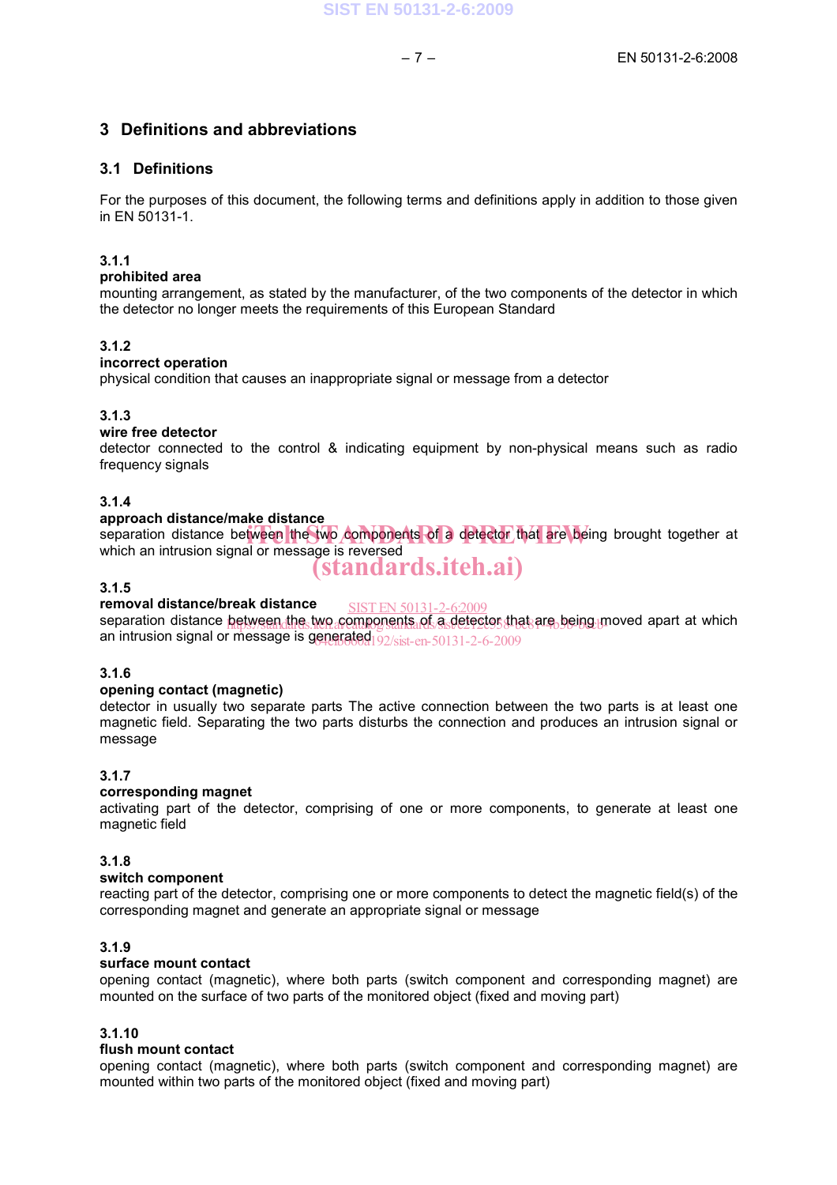# 3 Definitions and abbreviations

## 3.1 Definitions

For the purposes of this document, the following terms and definitions apply in addition to those given in EN 50131-1.

**3.1.1**
**prohibited area**
mounting arrangement, as stated by the manufacturer, of the two components of the detector in which the detector no longer meets the requirements of this European Standard

**3.1.2**
**incorrect operation**
physical condition that causes an inappropriate signal or message from a detector

**3.1.3**
**wire free detector**
detector connected to the control & indicating equipment by non-physical means such as radio frequency signals

**3.1.4**
**approach distance/make distance**
separation distance between the two components of a detector that are being brought together at which an intrusion signal or message is reversed

**3.1.5**
**removal distance/break distance**
separation distance between the two components of a detector that are being moved apart at which an intrusion signal or message is generated

**3.1.6**
**opening contact (magnetic)**
detector in usually two separate parts The active connection between the two parts is at least one magnetic field. Separating the two parts disturbs the connection and produces an intrusion signal or message

**3.1.7**
**corresponding magnet**
activating part of the detector, comprising of one or more components, to generate at least one magnetic field

**3.1.8**
**switch component**
reacting part of the detector, comprising one or more components to detect the magnetic field(s) of the corresponding magnet and generate an appropriate signal or message

**3.1.9**
**surface mount contact**
opening contact (magnetic), where both parts (switch component and corresponding magnet) are mounted on the surface of two parts of the monitored object (fixed and moving part)

**3.1.10**
**flush mount contact**
opening contact (magnetic), where both parts (switch component and corresponding magnet) are mounted within two parts of the monitored object (fixed and moving part)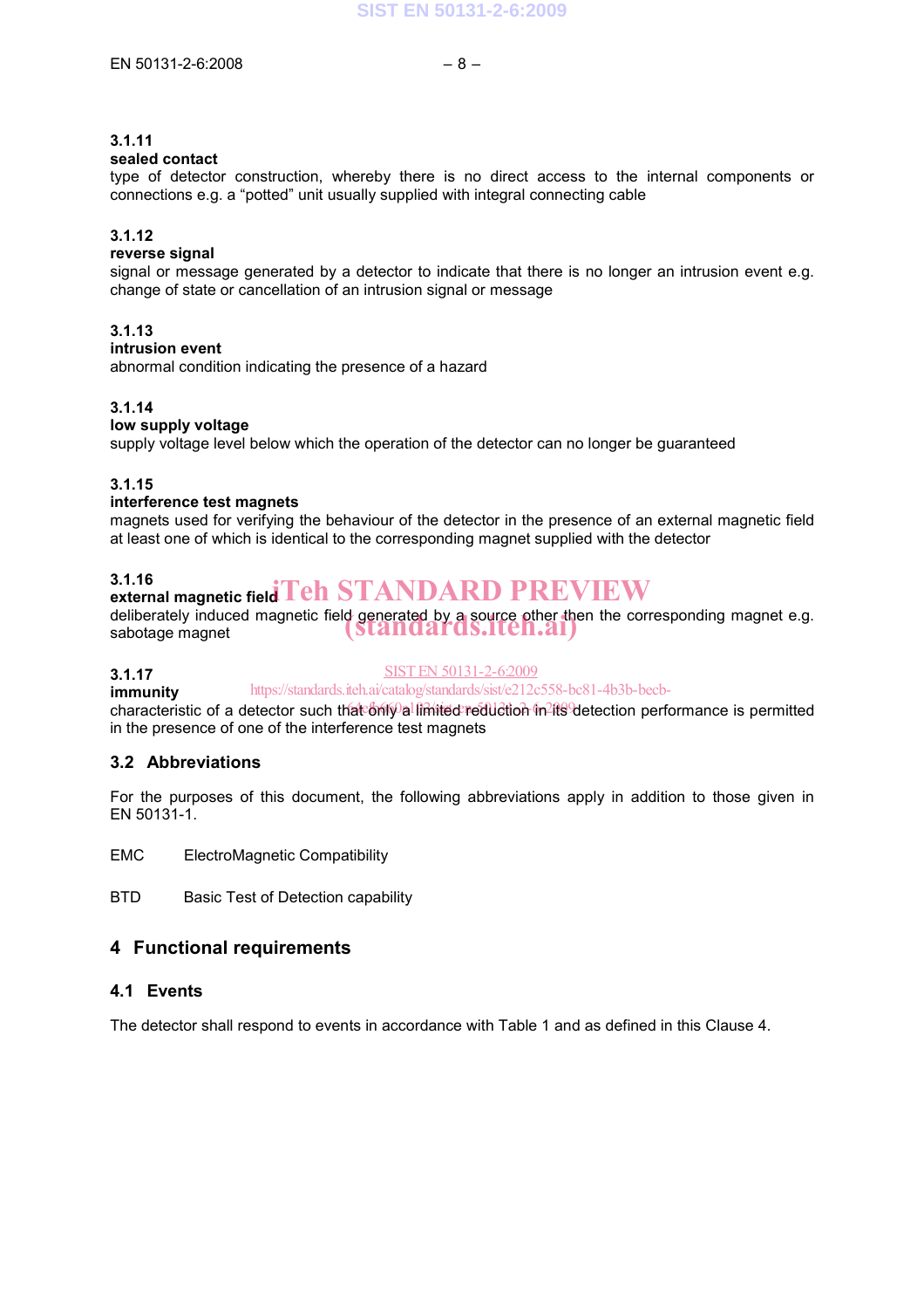**3.1.11**
**sealed contact**
type of detector construction, whereby there is no direct access to the internal components or connections e.g. a “potted” unit usually supplied with integral connecting cable

**3.1.12**
**reverse signal**
signal or message generated by a detector to indicate that there is no longer an intrusion event e.g. change of state or cancellation of an intrusion signal or message

**3.1.13**
**intrusion event**
abnormal condition indicating the presence of a hazard

**3.1.14**
**low supply voltage**
supply voltage level below which the operation of the detector can no longer be guaranteed

**3.1.15**
**interference test magnets**
magnets used for verifying the behaviour of the detector in the presence of an external magnetic field at least one of which is identical to the corresponding magnet supplied with the detector

**3.1.16**
**external magnetic field**
deliberately induced magnetic field generated by a source other then the corresponding magnet e.g. sabotage magnet

**3.1.17**
**immunity**
characteristic of a detector such that only a limited reduction in its detection performance is permitted in the presence of one of the interference test magnets

## 3.2 Abbreviations

For the purposes of this document, the following abbreviations apply in addition to those given in EN 50131-1.

EMC ElectroMagnetic Compatibility

BTD Basic Test of Detection capability

# 4 Functional requirements

## 4.1 Events

The detector shall respond to events in accordance with Table 1 and as defined in this Clause 4.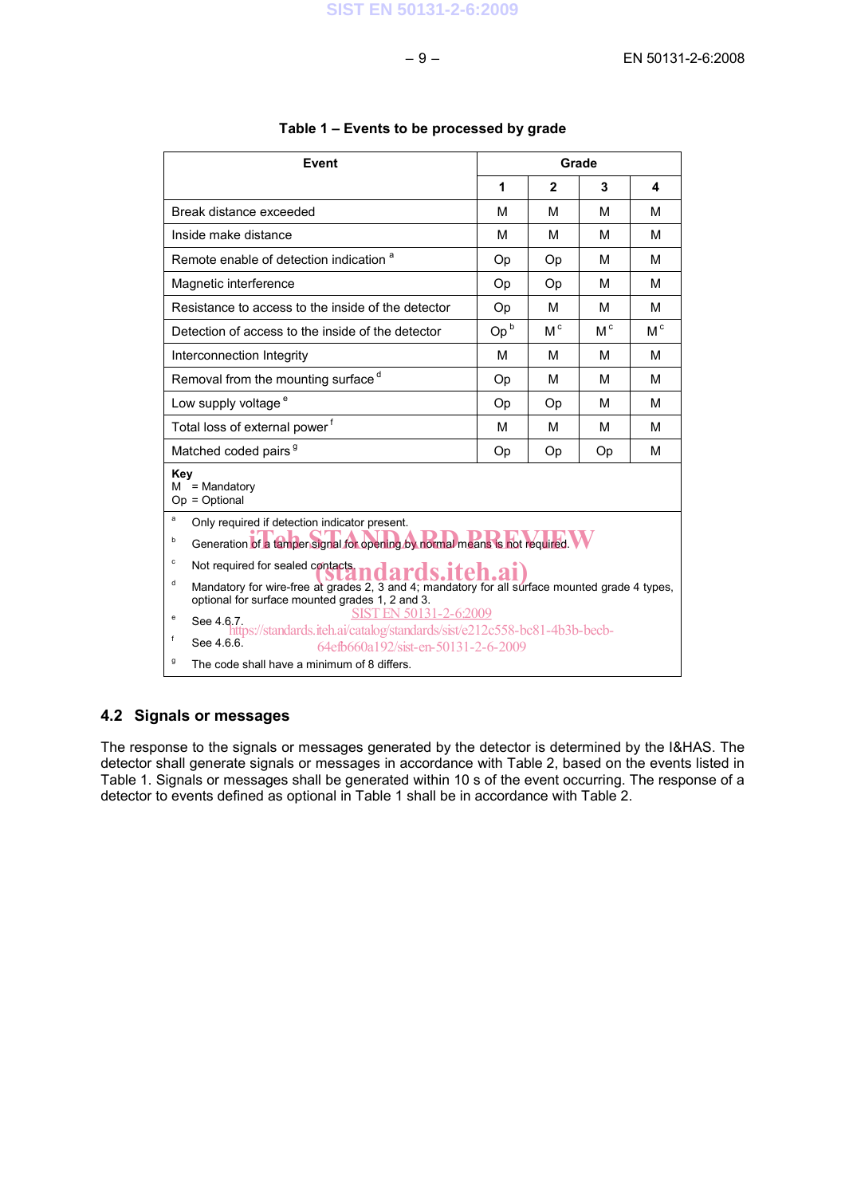**Table 1 – Events to be processed by grade**

| Event | Grade | | | |
|---|---|---|---|---|
| | 1 | 2 | 3 | 4 |
| Break distance exceeded | M | M | M | M |
| Inside make distance | M | M | M | M |
| Remote enable of detection indication [a] | Op | Op | M | M |
| Magnetic interference | Op | Op | M | M |
| Resistance to access to the inside of the detector | Op | M | M | M |
| Detection of access to the inside of the detector | Op [b] | M [c] | M [c] | M [c] |
| Interconnection Integrity | M | M | M | M |
| Removal from the mounting surface [d] | Op | M | M | M |
| Low supply voltage [e] | Op | Op | M | M |
| Total loss of external power [f] | M | M | M | M |
| Matched coded pairs [g] | Op | Op | Op | M |

**Key**
M = Mandatory
Op = Optional

[a] Only required if detection indicator present.
[b] Generation of a tamper signal for opening by normal means is not required.
[c] Not required for sealed contacts.
[d] Mandatory for wire-free at grades 2, 3 and 4; mandatory for all surface mounted grade 4 types, optional for surface mounted grades 1, 2 and 3.
[e] See 4.6.7.
[f] See 4.6.6.
[g] The code shall have a minimum of 8 differs.

## 4.2 Signals or messages

The response to the signals or messages generated by the detector is determined by the I&HAS. The detector shall generate signals or messages in accordance with Table 2, based on the events listed in Table 1. Signals or messages shall be generated within 10 s of the event occurring. The response of a detector to events defined as optional in Table 1 shall be in accordance with Table 2.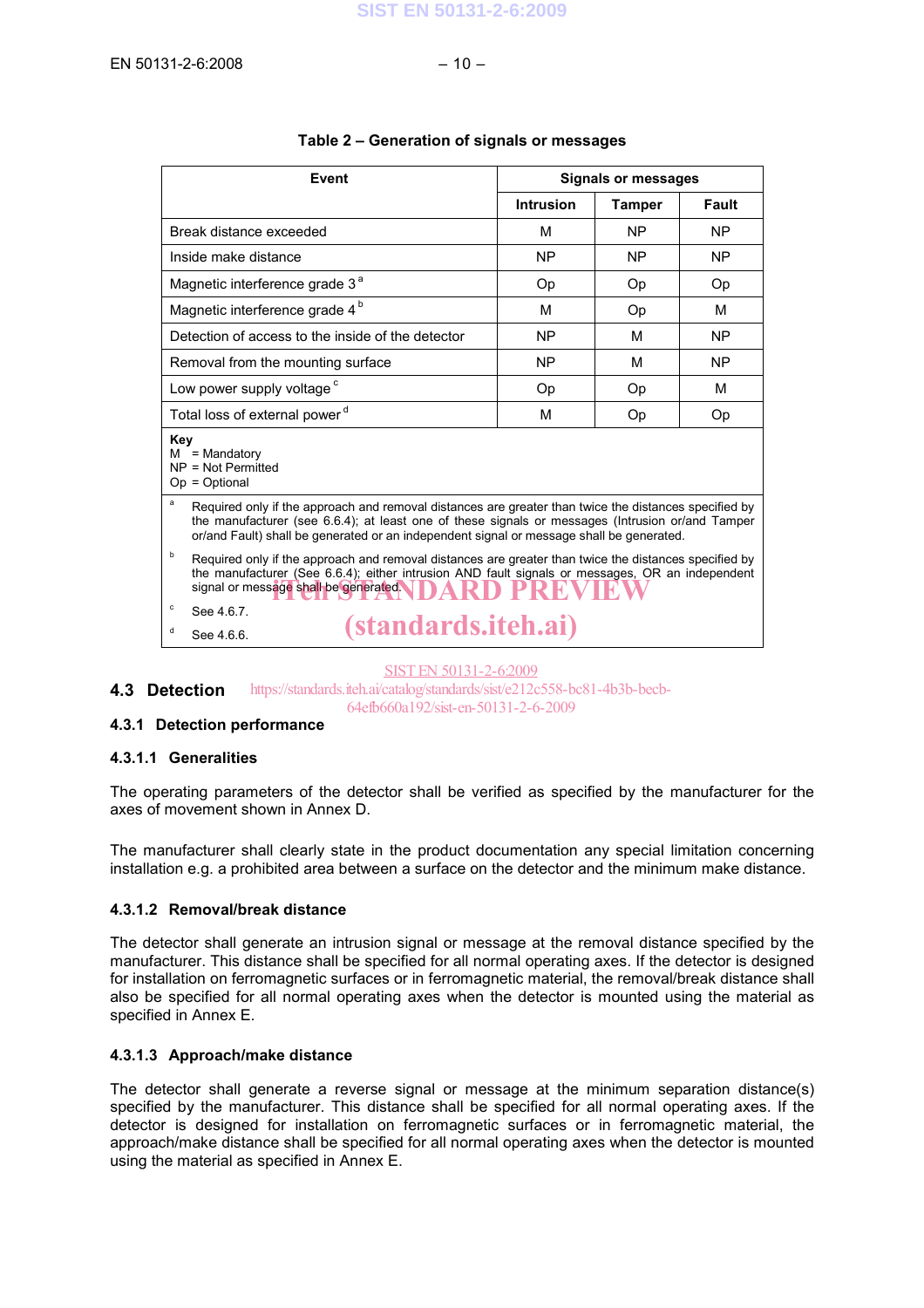**Table 2 – Generation of signals or messages**

| Event | Signals or messages | | |
|---|---|---|---|
| | Intrusion | Tamper | Fault |
| Break distance exceeded | M | NP | NP |
| Inside make distance | NP | NP | NP |
| Magnetic interference grade 3 [a] | Op | Op | Op |
| Magnetic interference grade 4 [b] | M | Op | M |
| Detection of access to the inside of the detector | NP | M | NP |
| Removal from the mounting surface | NP | M | NP |
| Low power supply voltage [c] | Op | Op | M |
| Total loss of external power [d] | M | Op | Op |

**Key**
M = Mandatory
NP = Not Permitted
Op = Optional

[a] Required only if the approach and removal distances are greater than twice the distances specified by the manufacturer (see 6.6.4); at least one of these signals or messages (Intrusion or/and Tamper or/and Fault) shall be generated or an independent signal or message shall be generated.

[b] Required only if the approach and removal distances are greater than twice the distances specified by the manufacturer (See 6.6.4); either intrusion AND fault signals or messages, OR an independent signal or message shall be generated.

[c] See 4.6.7.

[d] See 4.6.6.

## 4.3 Detection

### 4.3.1 Detection performance

#### 4.3.1.1 Generalities

The operating parameters of the detector shall be verified as specified by the manufacturer for the axes of movement shown in Annex D.

The manufacturer shall clearly state in the product documentation any special limitation concerning installation e.g. a prohibited area between a surface on the detector and the minimum make distance.

#### 4.3.1.2 Removal/break distance

The detector shall generate an intrusion signal or message at the removal distance specified by the manufacturer. This distance shall be specified for all normal operating axes. If the detector is designed for installation on ferromagnetic surfaces or in ferromagnetic material, the removal/break distance shall also be specified for all normal operating axes when the detector is mounted using the material as specified in Annex E.

#### 4.3.1.3 Approach/make distance

The detector shall generate a reverse signal or message at the minimum separation distance(s) specified by the manufacturer. This distance shall be specified for all normal operating axes. If the detector is designed for installation on ferromagnetic surfaces or in ferromagnetic material, the approach/make distance shall be specified for all normal operating axes when the detector is mounted using the material as specified in Annex E.